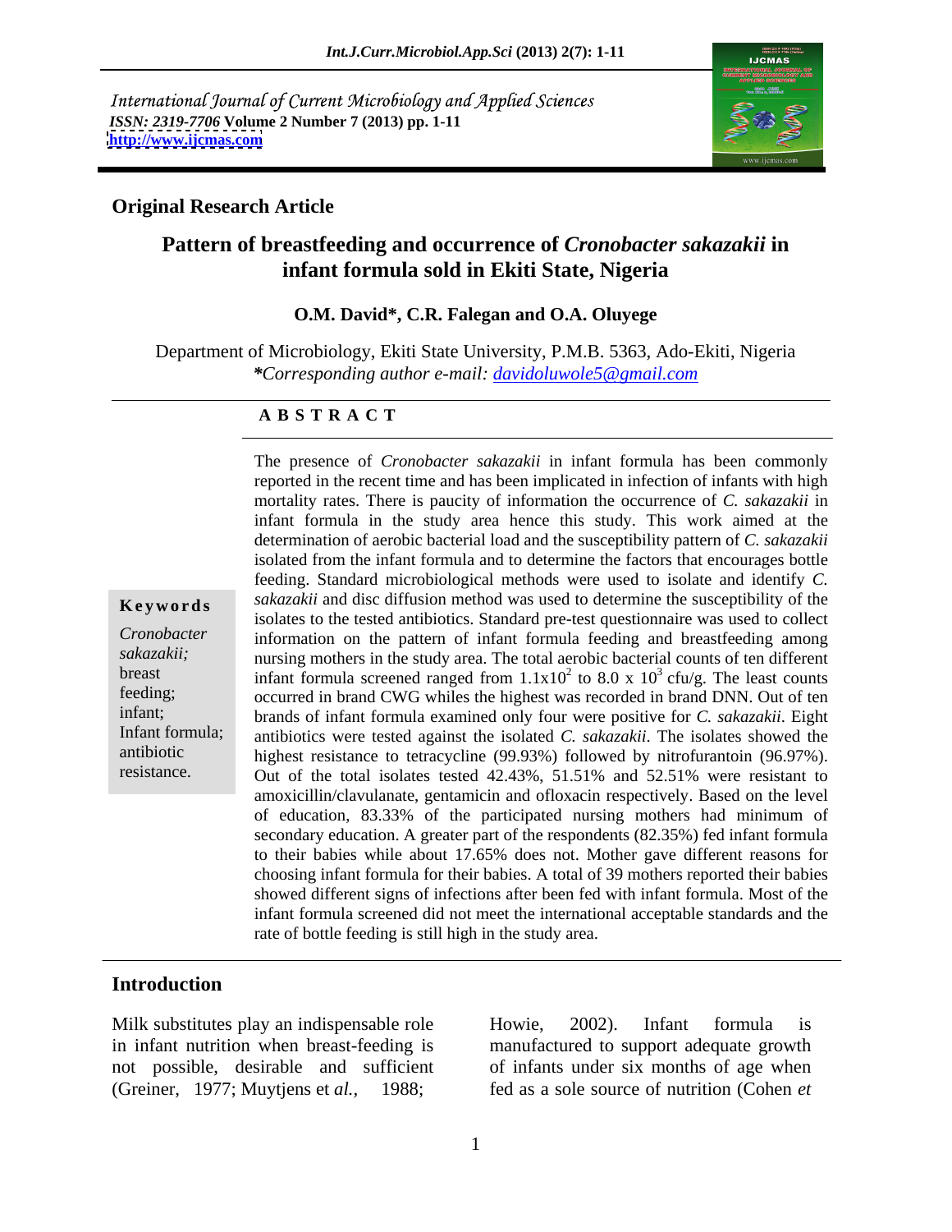International Journal of Current Microbiology and Applied Sciences
*ISSN: 2319-7706* **Volume 2 Number 7 (2013) pp. 1-11**
**http://www.ijcmas.com**

**Original Research Article**

# Pattern of breastfeeding and occurrence of *Cronobacter sakazakii* in infant formula sold in Ekiti State, Nigeria

**O.M. David\*, C.R. Falegan and O.A. Oluyege**

Department of Microbiology, Ekiti State University, P.M.B. 5363, Ado-Ekiti, Nigeria
*\*Corresponding author e-mail: davidoluwole5@gmail.com*

## A B S T R A C T

**Keywords**

*Cronobacter sakazakii;* breast feeding; infant; Infant formula; antibiotic resistance.

The presence of *Cronobacter sakazakii* in infant formula has been commonly reported in the recent time and has been implicated in infection of infants with high mortality rates. There is paucity of information the occurrence of *C. sakazakii* in infant formula in the study area hence this study. This work aimed at the determination of aerobic bacterial load and the susceptibility pattern of *C. sakazakii* isolated from the infant formula and to determine the factors that encourages bottle feeding. Standard microbiological methods were used to isolate and identify *C. sakazakii* and disc diffusion method was used to determine the susceptibility of the isolates to the tested antibiotics. Standard pre-test questionnaire was used to collect information on the pattern of infant formula feeding and breastfeeding among nursing mothers in the study area. The total aerobic bacterial counts of ten different infant formula screened ranged from $1.1 \times 10^2$ to $8.0 \times 10^3$ cfu/g. The least counts occurred in brand CWG whiles the highest was recorded in brand DNN. Out of ten brands of infant formula examined only four were positive for *C. sakazakii*. Eight antibiotics were tested against the isolated *C. sakazakii*. The isolates showed the highest resistance to tetracycline (99.93%) followed by nitrofurantoin (96.97%). Out of the total isolates tested 42.43%, 51.51% and 52.51% were resistant to amoxicillin/clavulanate, gentamicin and ofloxacin respectively. Based on the level of education, 83.33% of the participated nursing mothers had minimum of secondary education. A greater part of the respondents (82.35%) fed infant formula to their babies while about 17.65% does not. Mother gave different reasons for choosing infant formula for their babies. A total of 39 mothers reported their babies showed different signs of infections after been fed with infant formula. Most of the infant formula screened did not meet the international acceptable standards and the rate of bottle feeding is still high in the study area.

## Introduction

Milk substitutes play an indispensable role in infant nutrition when breast-feeding is not possible, desirable and sufficient (Greiner, 1977; Muytjens et *al.,* 1988; Howie, 2002). Infant formula is manufactured to support adequate growth of infants under six months of age when fed as a sole source of nutrition (Cohen *et*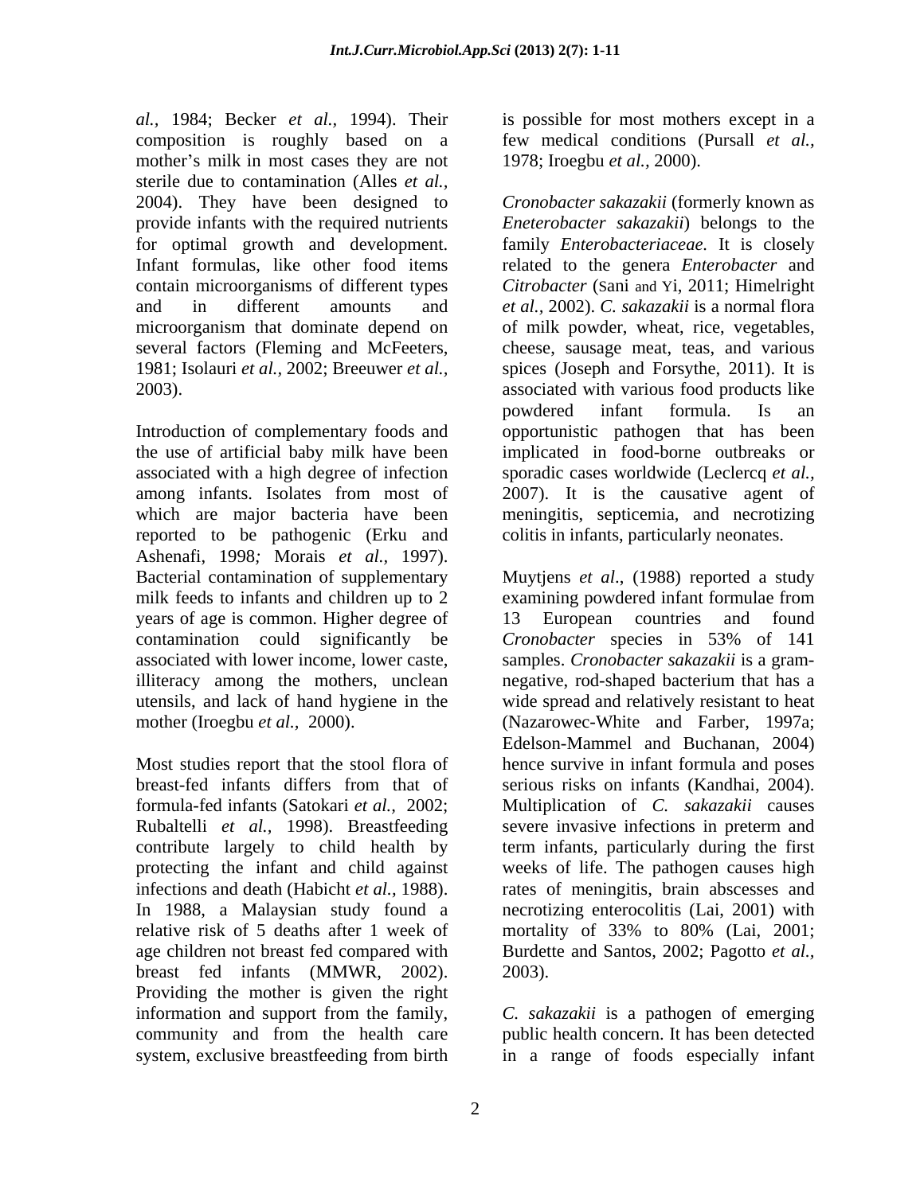*al.,* 1984; Becker *et al.,* 1994). Their composition is roughly based on a mother's milk in most cases they are not sterile due to contamination (Alles *et al.,* 2004). They have been designed to provide infants with the required nutrients for optimal growth and development. Infant formulas, like other food items contain microorganisms of different types and in different amounts and microorganism that dominate depend on several factors (Fleming and McFeeters, 1981; Isolauri *et al.,* 2002; Breeuwer *et al.,* 2003).

Introduction of complementary foods and the use of artificial baby milk have been associated with a high degree of infection among infants. Isolates from most of which are major bacteria have been reported to be pathogenic (Erku and Ashenafi, 1998*;* Morais *et al.,* 1997). Bacterial contamination of supplementary milk feeds to infants and children up to 2 years of age is common. Higher degree of contamination could significantly be associated with lower income, lower caste, illiteracy among the mothers, unclean utensils, and lack of hand hygiene in the mother (Iroegbu *et al.,* 2000).

Most studies report that the stool flora of breast-fed infants differs from that of formula-fed infants (Satokari *et al.,* 2002; Rubaltelli *et al.,* 1998). Breastfeeding contribute largely to child health by protecting the infant and child against infections and death (Habicht *et al.,* 1988). In 1988, a Malaysian study found a relative risk of 5 deaths after 1 week of age children not breast fed compared with breast fed infants (MMWR, 2002). Providing the mother is given the right information and support from the family, community and from the health care system, exclusive breastfeeding from birth is possible for most mothers except in a few medical conditions (Pursall *et al.,* 1978; Iroegbu *et al.,* 2000).

*Cronobacter sakazakii* (formerly known as *Eneterobacter sakazakii*) belongs to the family *Enterobacteriaceae*. It is closely related to the genera *Enterobacter* and *Citrobacter* (Sani and Yi, 2011; Himelright *et al.,* 2002). *C. sakazakii* is a normal flora of milk powder, wheat, rice, vegetables, cheese, sausage meat, teas, and various spices (Joseph and Forsythe, 2011). It is associated with various food products like powdered infant formula. Is an opportunistic pathogen that has been implicated in food-borne outbreaks or sporadic cases worldwide (Leclercq *et al.,* 2007). It is the causative agent of meningitis, septicemia, and necrotizing colitis in infants, particularly neonates.

Muytjens *et al*., (1988) reported a study examining powdered infant formulae from 13 European countries and found *Cronobacter* species in 53% of 141 samples. *Cronobacter sakazakii* is a gram-negative, rod-shaped bacterium that has a wide spread and relatively resistant to heat (Nazarowec-White and Farber, 1997a; Edelson-Mammel and Buchanan, 2004) hence survive in infant formula and poses serious risks on infants (Kandhai, 2004). Multiplication of *C. sakazakii* causes severe invasive infections in preterm and term infants, particularly during the first weeks of life. The pathogen causes high rates of meningitis, brain abscesses and necrotizing enterocolitis (Lai, 2001) with mortality of 33% to 80% (Lai, 2001; Burdette and Santos, 2002; Pagotto *et al.,* 2003).

*C. sakazakii* is a pathogen of emerging public health concern. It has been detected in a range of foods especially infant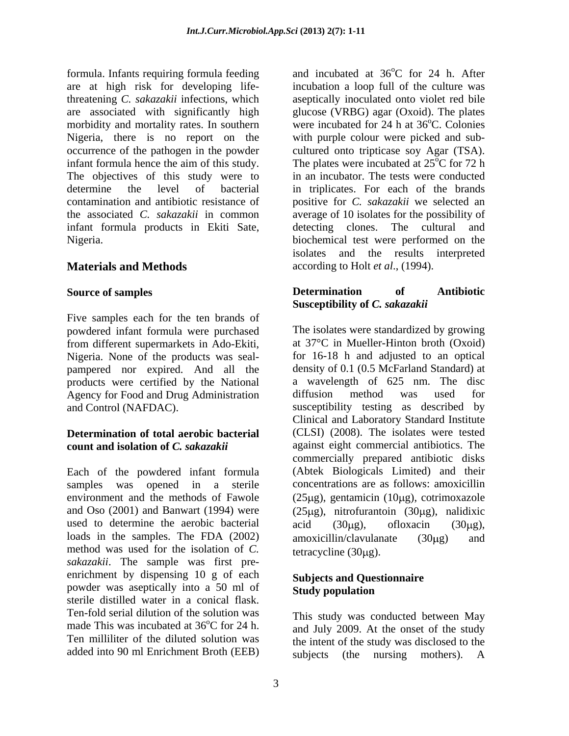formula. Infants requiring formula feeding are at high risk for developing life-threatening *C. sakazakii* infections, which are associated with significantly high morbidity and mortality rates. In southern Nigeria, there is no report on the occurrence of the pathogen in the powder infant formula hence the aim of this study. The objectives of this study were to determine the level of bacterial contamination and antibiotic resistance of the associated *C. sakazakii* in common infant formula products in Ekiti Sate, Nigeria.

## Materials and Methods

### Source of samples

Five samples each for the ten brands of powdered infant formula were purchased from different supermarkets in Ado-Ekiti, Nigeria. None of the products was seal-pampered nor expired. And all the products were certified by the National Agency for Food and Drug Administration and Control (NAFDAC).

### Determination of total aerobic bacterial count and isolation of *C. sakazakii*

Each of the powdered infant formula samples was opened in a sterile environment and the methods of Fawole and Oso (2001) and Banwart (1994) were used to determine the aerobic bacterial loads in the samples. The FDA (2002) method was used for the isolation of *C. sakazakii*. The sample was first pre-enrichment by dispensing 10 g of each powder was aseptically into a 50 ml of sterile distilled water in a conical flask. Ten-fold serial dilution of the solution was made This was incubated at 36$^o$C for 24 h. Ten milliliter of the diluted solution was added into 90 ml Enrichment Broth (EEB) and incubated at 36$^o$C for 24 h. After incubation a loop full of the culture was aseptically inoculated onto violet red bile glucose (VRBG) agar (Oxoid). The plates were incubated for 24 h at 36$^o$C. Colonies with purple colour were picked and sub-cultured onto tripticase soy Agar (TSA). The plates were incubated at 25$^o$C for 72 h in an incubator. The tests were conducted in triplicates. For each of the brands positive for *C. sakazakii* we selected an average of 10 isolates for the possibility of detecting clones. The cultural and biochemical test were performed on the isolates and the results interpreted according to Holt *et al*., (1994).

### Determination of Antibiotic Susceptibility of *C. sakazakii*

The isolates were standardized by growing at 37°C in Mueller-Hinton broth (Oxoid) for 16-18 h and adjusted to an optical density of 0.1 (0.5 McFarland Standard) at a wavelength of 625 nm. The disc diffusion method was used for susceptibility testing as described by Clinical and Laboratory Standard Institute (CLSI) (2008). The isolates were tested against eight commercial antibiotics. The commercially prepared antibiotic disks (Abtek Biologicals Limited) and their concentrations are as follows: amoxicillin (25μg), gentamicin (10μg), cotrimoxazole (25μg), nitrofurantoin (30μg), nalidixic acid (30μg), ofloxacin (30μg), amoxicillin/clavulanate (30μg) and tetracycline (30μg).

### Subjects and Questionnaire Study population

This study was conducted between May and July 2009. At the onset of the study the intent of the study was disclosed to the subjects (the nursing mothers). A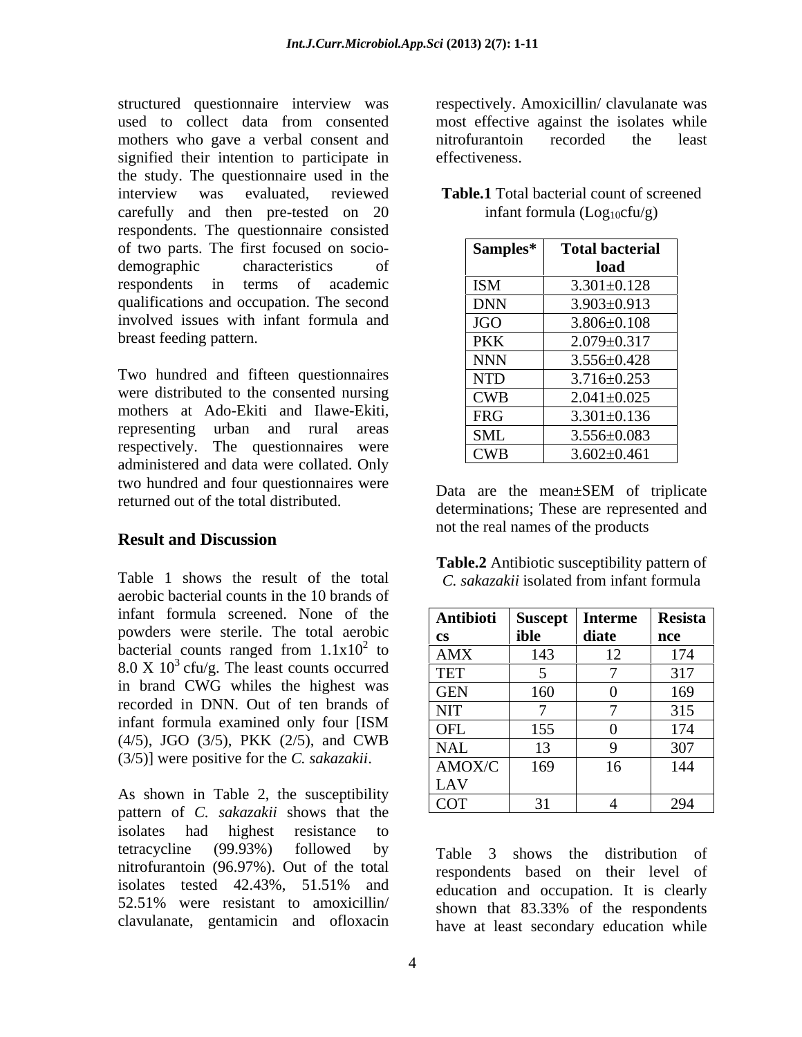structured questionnaire interview was used to collect data from consented mothers who gave a verbal consent and signified their intention to participate in the study. The questionnaire used in the interview was evaluated, reviewed carefully and then pre-tested on 20 respondents. The questionnaire consisted of two parts. The first focused on socio-demographic characteristics of respondents in terms of academic qualifications and occupation. The second involved issues with infant formula and breast feeding pattern.

Two hundred and fifteen questionnaires were distributed to the consented nursing mothers at Ado-Ekiti and Ilawe-Ekiti, representing urban and rural areas respectively. The questionnaires were administered and data were collated. Only two hundred and four questionnaires were returned out of the total distributed.

## Result and Discussion

Table 1 shows the result of the total aerobic bacterial counts in the 10 brands of infant formula screened. None of the powders were sterile. The total aerobic bacterial counts ranged from $1.1x10^2$ to $8.0 X 10^3$ cfu/g. The least counts occurred in brand CWG whiles the highest was recorded in DNN. Out of ten brands of infant formula examined only four [ISM (4/5), JGO (3/5), PKK (2/5), and CWB (3/5)] were positive for the *C. sakazakii*.

As shown in Table 2, the susceptibility pattern of *C. sakazakii* shows that the isolates had highest resistance to tetracycline (99.93%) followed by nitrofurantoin (96.97%). Out of the total isolates tested 42.43%, 51.51% and 52.51% were resistant to amoxicillin/ clavulanate, gentamicin and ofloxacin respectively. Amoxicillin/ clavulanate was most effective against the isolates while nitrofurantoin recorded the least effectiveness.

**Table.1** Total bacterial count of screened infant formula ($Log_{10}$cfu/g)

| Samples* | Total bacterial load |
|---|---|
| ISM | 3.301±0.128 |
| DNN | 3.903±0.913 |
| JGO | 3.806±0.108 |
| PKK | 2.079±0.317 |
| NNN | 3.556±0.428 |
| NTD | 3.716±0.253 |
| CWB | 2.041±0.025 |
| FRG | 3.301±0.136 |
| SML | 3.556±0.083 |
| CWB | 3.602±0.461 |

Data are the mean±SEM of triplicate determinations; These are represented and not the real names of the products

**Table.2** Antibiotic susceptibility pattern of *C. sakazakii* isolated from infant formula

| Antibiotics | Susceptible | Intermediate | Resistance |
|---|---|---|---|
| AMX | 143 | 12 | 174 |
| TET | 5 | 7 | 317 |
| GEN | 160 | 0 | 169 |
| NIT | 7 | 7 | 315 |
| OFL | 155 | 0 | 174 |
| NAL | 13 | 9 | 307 |
| AMOX/CLAV | 169 | 16 | 144 |
| COT | 31 | 4 | 294 |

Table 3 shows the distribution of respondents based on their level of education and occupation. It is clearly shown that 83.33% of the respondents have at least secondary education while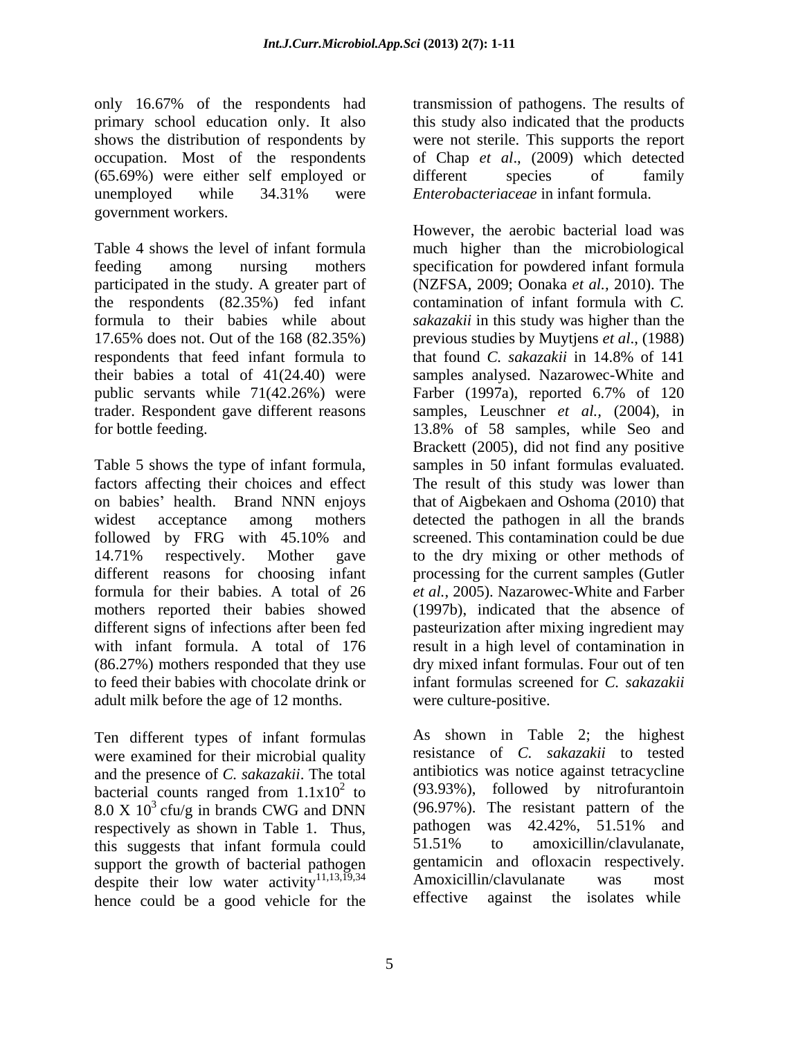only 16.67% of the respondents had primary school education only. It also shows the distribution of respondents by occupation. Most of the respondents (65.69%) were either self employed or unemployed while 34.31% were government workers.

Table 4 shows the level of infant formula feeding among nursing mothers participated in the study. A greater part of the respondents (82.35%) fed infant formula to their babies while about 17.65% does not. Out of the 168 (82.35%) respondents that feed infant formula to their babies a total of 41(24.40) were public servants while 71(42.26%) were trader. Respondent gave different reasons for bottle feeding.

Table 5 shows the type of infant formula, factors affecting their choices and effect on babies' health. Brand NNN enjoys widest acceptance among mothers followed by FRG with 45.10% and 14.71% respectively. Mother gave different reasons for choosing infant formula for their babies. A total of 26 mothers reported their babies showed different signs of infections after been fed with infant formula. A total of 176 (86.27%) mothers responded that they use to feed their babies with chocolate drink or adult milk before the age of 12 months.

Ten different types of infant formulas were examined for their microbial quality and the presence of *C. sakazakii*. The total bacterial counts ranged from $1.1 \times 10^2$ to $8.0 \times 10^3$ cfu/g in brands CWG and DNN respectively as shown in Table 1. Thus, this suggests that infant formula could support the growth of bacterial pathogen despite their low water activity[11,13,19,34] hence could be a good vehicle for the transmission of pathogens. The results of this study also indicated that the products were not sterile. This supports the report of Chap *et al*., (2009) which detected different species of family *Enterobacteriaceae* in infant formula.

However, the aerobic bacterial load was much higher than the microbiological specification for powdered infant formula (NZFSA, 2009; Oonaka *et al.*, 2010). The contamination of infant formula with *C. sakazakii* in this study was higher than the previous studies by Muytjens *et al*., (1988) that found *C. sakazakii* in 14.8% of 141 samples analysed. Nazarowec-White and Farber (1997a), reported 6.7% of 120 samples, Leuschner *et al.*, (2004), in 13.8% of 58 samples, while Seo and Brackett (2005), did not find any positive samples in 50 infant formulas evaluated. The result of this study was lower than that of Aigbekaen and Oshoma (2010) that detected the pathogen in all the brands screened. This contamination could be due to the dry mixing or other methods of processing for the current samples (Gutler *et al.*, 2005). Nazarowec-White and Farber (1997b), indicated that the absence of pasteurization after mixing ingredient may result in a high level of contamination in dry mixed infant formulas. Four out of ten infant formulas screened for *C. sakazakii* were culture-positive.

As shown in Table 2; the highest resistance of *C. sakazakii* to tested antibiotics was notice against tetracycline (93.93%), followed by nitrofurantoin (96.97%). The resistant pattern of the pathogen was 42.42%, 51.51% and 51.51% to amoxicillin/clavulanate, gentamicin and ofloxacin respectively. Amoxicillin/clavulanate was most effective against the isolates while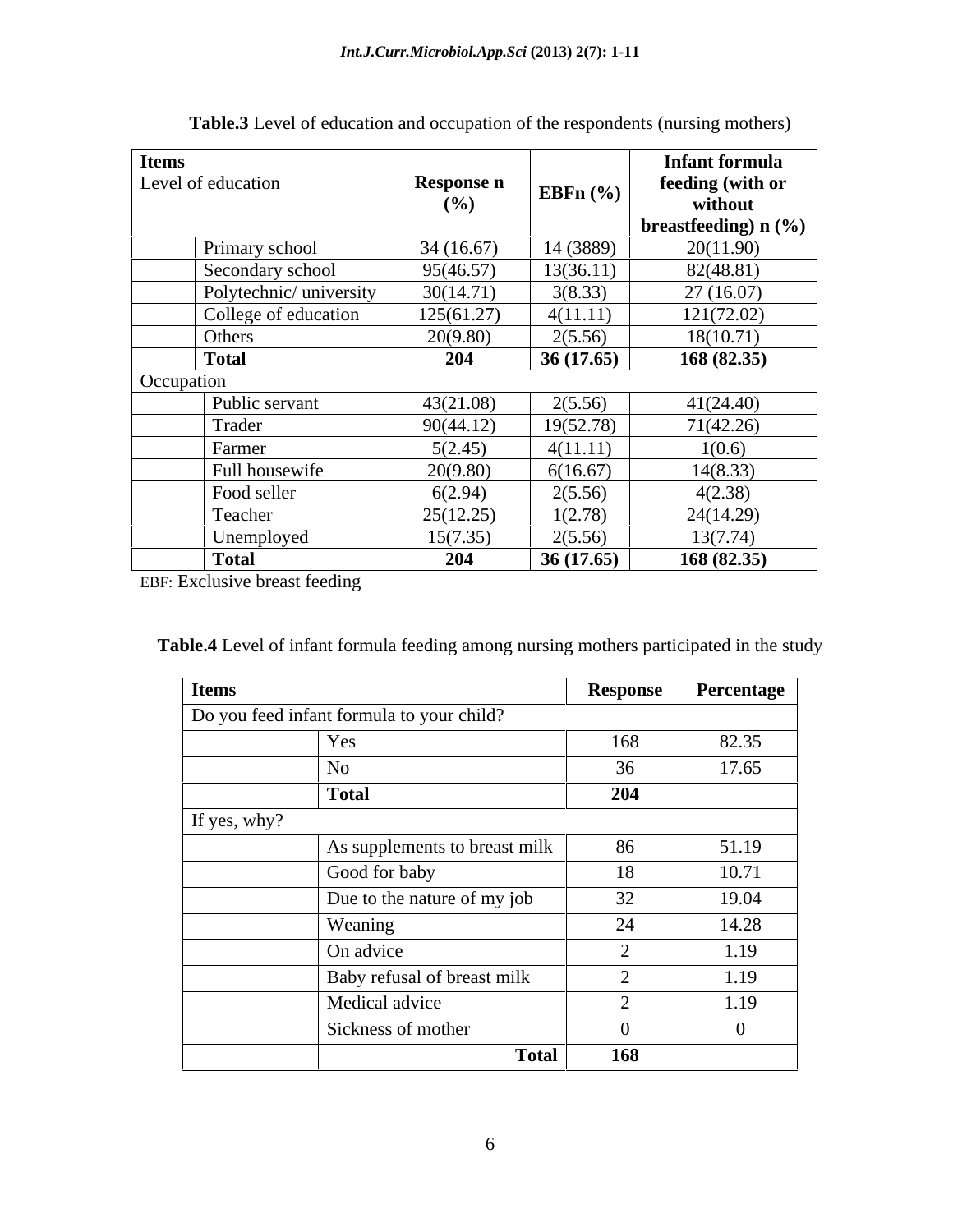**Table.3** Level of education and occupation of the respondents (nursing mothers)

| Items | | Response n (%) | EBFn (%) | Infant formula feeding (with or without breastfeeding) n (%) |
|---|---|---|---|---|
| Level of education | | | | |
| | Primary school | 34 (16.67) | 14 (3889) | 20(11.90) |
| | Secondary school | 95(46.57) | 13(36.11) | 82(48.81) |
| | Polytechnic/ university | 30(14.71) | 3(8.33) | 27 (16.07) |
| | College of education | 125(61.27) | 4(11.11) | 121(72.02) |
| | Others | 20(9.80) | 2(5.56) | 18(10.71) |
| | **Total** | **204** | **36 (17.65)** | **168 (82.35)** |
| Occupation | | | | |
| | Public servant | 43(21.08) | 2(5.56) | 41(24.40) |
| | Trader | 90(44.12) | 19(52.78) | 71(42.26) |
| | Farmer | 5(2.45) | 4(11.11) | 1(0.6) |
| | Full housewife | 20(9.80) | 6(16.67) | 14(8.33) |
| | Food seller | 6(2.94) | 2(5.56) | 4(2.38) |
| | Teacher | 25(12.25) | 1(2.78) | 24(14.29) |
| | Unemployed | 15(7.35) | 2(5.56) | 13(7.74) |
| | **Total** | **204** | **36 (17.65)** | **168 (82.35)** |

EBF: Exclusive breast feeding

**Table.4** Level of infant formula feeding among nursing mothers participated in the study

| Items | | Response | Percentage |
|---|---|---|---|
| Do you feed infant formula to your child? | | | |
| | Yes | 168 | 82.35 |
| | No | 36 | 17.65 |
| | **Total** | **204** | |
| If yes, why? | | | |
| | As supplements to breast milk | 86 | 51.19 |
| | Good for baby | 18 | 10.71 |
| | Due to the nature of my job | 32 | 19.04 |
| | Weaning | 24 | 14.28 |
| | On advice | 2 | 1.19 |
| | Baby refusal of breast milk | 2 | 1.19 |
| | Medical advice | 2 | 1.19 |
| | Sickness of mother | 0 | 0 |
| | **Total** | **168** | |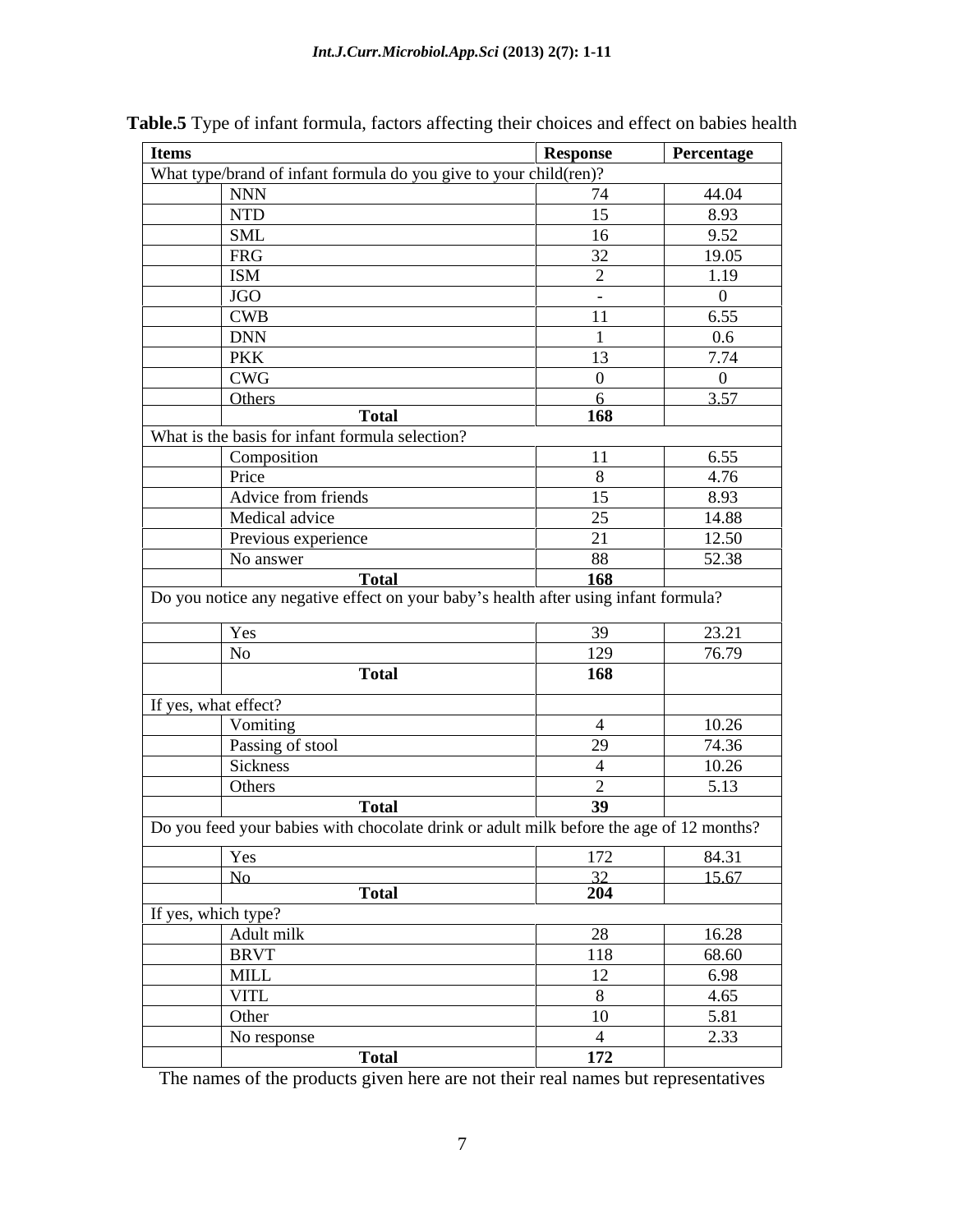**Table.5** Type of infant formula, factors affecting their choices and effect on babies health

| Items | | Response | Percentage |
|---|---|---|---|
| What type/brand of infant formula do you give to your child(ren)? | | | |
| | NNN | 74 | 44.04 |
| | NTD | 15 | 8.93 |
| | SML | 16 | 9.52 |
| | FRG | 32 | 19.05 |
| | ISM | 2 | 1.19 |
| | JGO | - | 0 |
| | CWB | 11 | 6.55 |
| | DNN | 1 | 0.6 |
| | PKK | 13 | 7.74 |
| | CWG | 0 | 0 |
| | Others | 6 | 3.57 |
| | **Total** | **168** | |
| What is the basis for infant formula selection? | | | |
| | Composition | 11 | 6.55 |
| | Price | 8 | 4.76 |
| | Advice from friends | 15 | 8.93 |
| | Medical advice | 25 | 14.88 |
| | Previous experience | 21 | 12.50 |
| | No answer | 88 | 52.38 |
| | **Total** | **168** | |
| Do you notice any negative effect on your baby's health after using infant formula? | | | |
| | Yes | 39 | 23.21 |
| | No | 129 | 76.79 |
| | **Total** | **168** | |
| If yes, what effect? | | | |
| | Vomiting | 4 | 10.26 |
| | Passing of stool | 29 | 74.36 |
| | Sickness | 4 | 10.26 |
| | Others | 2 | 5.13 |
| | **Total** | **39** | |
| Do you feed your babies with chocolate drink or adult milk before the age of 12 months? | | | |
| | Yes | 172 | 84.31 |
| | No | 32 | 15.67 |
| | **Total** | **204** | |
| If yes, which type? | | | |
| | Adult milk | 28 | 16.28 |
| | BRVT | 118 | 68.60 |
| | MILL | 12 | 6.98 |
| | VITL | 8 | 4.65 |
| | Other | 10 | 5.81 |
| | No response | 4 | 2.33 |
| | **Total** | **172** | |

The names of the products given here are not their real names but representatives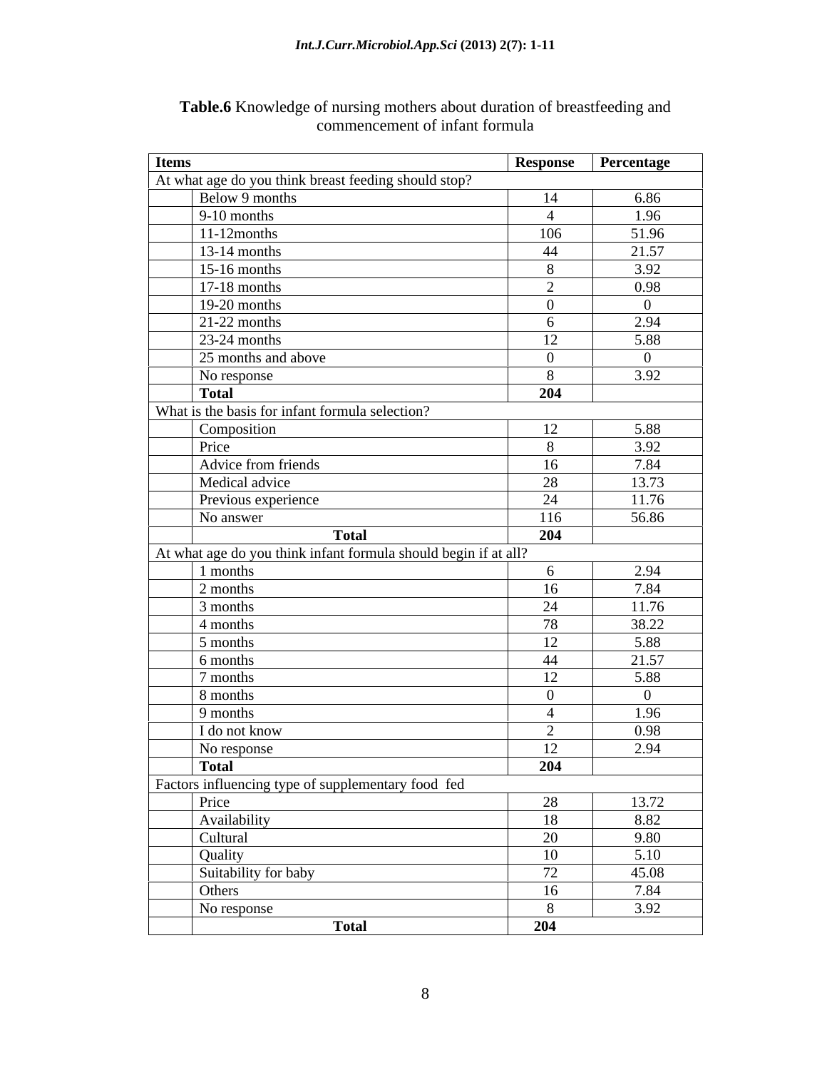**Table.6** Knowledge of nursing mothers about duration of breastfeeding and commencement of infant formula

| Items | | Response | Percentage |
|---|---|---|---|
| At what age do you think breast feeding should stop? | | | |
| | Below 9 months | 14 | 6.86 |
| | 9-10 months | 4 | 1.96 |
| | 11-12months | 106 | 51.96 |
| | 13-14 months | 44 | 21.57 |
| | 15-16 months | 8 | 3.92 |
| | 17-18 months | 2 | 0.98 |
| | 19-20 months | 0 | 0 |
| | 21-22 months | 6 | 2.94 |
| | 23-24 months | 12 | 5.88 |
| | 25 months and above | 0 | 0 |
| | No response | 8 | 3.92 |
| | **Total** | **204** | |
| What is the basis for infant formula selection? | | | |
| | Composition | 12 | 5.88 |
| | Price | 8 | 3.92 |
| | Advice from friends | 16 | 7.84 |
| | Medical advice | 28 | 13.73 |
| | Previous experience | 24 | 11.76 |
| | No answer | 116 | 56.86 |
| | **Total** | **204** | |
| At what age do you think infant formula should begin if at all? | | | |
| | 1 months | 6 | 2.94 |
| | 2 months | 16 | 7.84 |
| | 3 months | 24 | 11.76 |
| | 4 months | 78 | 38.22 |
| | 5 months | 12 | 5.88 |
| | 6 months | 44 | 21.57 |
| | 7 months | 12 | 5.88 |
| | 8 months | 0 | 0 |
| | 9 months | 4 | 1.96 |
| | I do not know | 2 | 0.98 |
| | No response | 12 | 2.94 |
| | **Total** | **204** | |
| Factors influencing type of supplementary food fed | | | |
| | Price | 28 | 13.72 |
| | Availability | 18 | 8.82 |
| | Cultural | 20 | 9.80 |
| | Quality | 10 | 5.10 |
| | Suitability for baby | 72 | 45.08 |
| | Others | 16 | 7.84 |
| | No response | 8 | 3.92 |
| | **Total** | **204** | |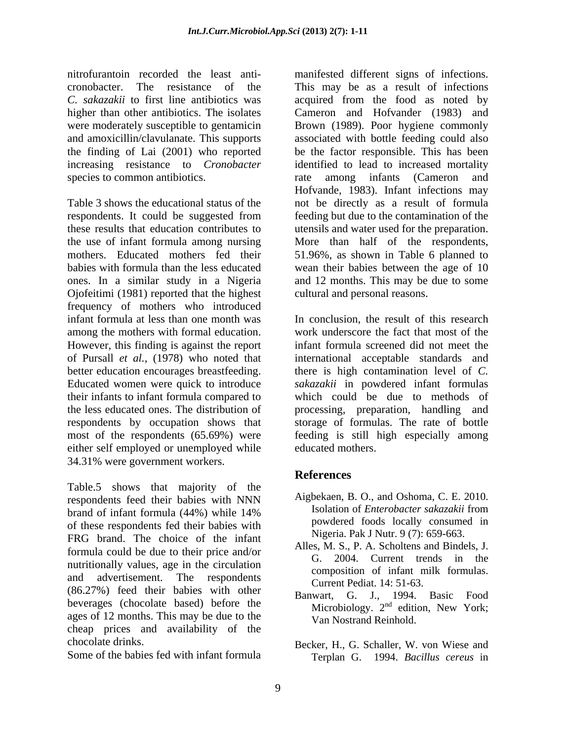nitrofurantoin recorded the least anti-cronobacter. The resistance of the *C. sakazakii* to first line antibiotics was higher than other antibiotics. The isolates were moderately susceptible to gentamicin and amoxicillin/clavulanate. This supports the finding of Lai (2001) who reported increasing resistance to *Cronobacter* species to common antibiotics.

Table 3 shows the educational status of the respondents. It could be suggested from these results that education contributes to the use of infant formula among nursing mothers. Educated mothers fed their babies with formula than the less educated ones. In a similar study in a Nigeria Ojofeitimi (1981) reported that the highest frequency of mothers who introduced infant formula at less than one month was among the mothers with formal education. However, this finding is against the report of Pursall *et al.,* (1978) who noted that better education encourages breastfeeding. Educated women were quick to introduce their infants to infant formula compared to the less educated ones. The distribution of respondents by occupation shows that most of the respondents (65.69%) were either self employed or unemployed while 34.31% were government workers.

Table.5 shows that majority of the respondents feed their babies with NNN brand of infant formula (44%) while 14% of these respondents fed their babies with FRG brand. The choice of the infant formula could be due to their price and/or nutritionally values, age in the circulation and advertisement. The respondents (86.27%) feed their babies with other beverages (chocolate based) before the ages of 12 months. This may be due to the cheap prices and availability of the chocolate drinks.

Some of the babies fed with infant formula manifested different signs of infections. This may be as a result of infections acquired from the food as noted by Cameron and Hofvander (1983) and Brown (1989). Poor hygiene commonly associated with bottle feeding could also be the factor responsible. This has been identified to lead to increased mortality rate among infants (Cameron and Hofvande, 1983). Infant infections may not be directly as a result of formula feeding but due to the contamination of the utensils and water used for the preparation. More than half of the respondents, 51.96%, as shown in Table 6 planned to wean their babies between the age of 10 and 12 months. This may be due to some cultural and personal reasons.

In conclusion, the result of this research work underscore the fact that most of the infant formula screened did not meet the international acceptable standards and there is high contamination level of *C. sakazakii* in powdered infant formulas which could be due to methods of processing, preparation, handling and storage of formulas. The rate of bottle feeding is still high especially among educated mothers.

## References

Aigbekaen, B. O., and Oshoma, C. E. 2010. Isolation of *Enterobacter sakazakii* from powdered foods locally consumed in Nigeria. Pak J Nutr. 9 (7): 659-663.

Alles, M. S., P. A. Scholtens and Bindels, J. G. 2004. Current trends in the composition of infant milk formulas. Current Pediat. 14: 51-63.

Banwart, G. J., 1994. Basic Food Microbiology. 2nd edition, New York; Van Nostrand Reinhold.

Becker, H., G. Schaller, W. von Wiese and Terplan G. 1994. *Bacillus cereus* in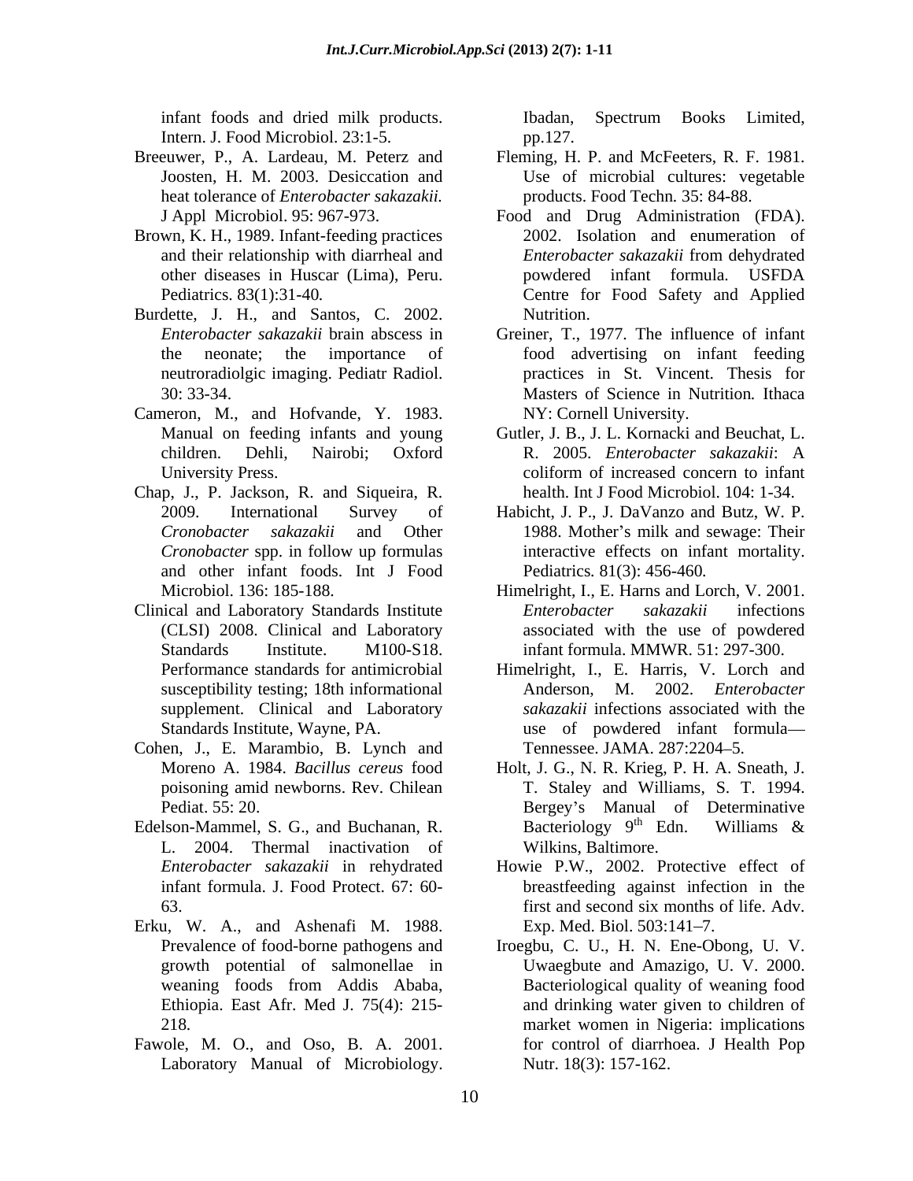infant foods and dried milk products. Intern. J. Food Microbiol. 23:1-5.

Breeuwer, P., A. Lardeau, M. Peterz and Joosten, H. M. 2003. Desiccation and heat tolerance of *Enterobacter sakazakii.* J Appl Microbiol. 95: 967-973.

Brown, K. H., 1989. Infant-feeding practices and their relationship with diarrheal and other diseases in Huscar (Lima), Peru. Pediatrics. 83(1):31-40*.*

Burdette, J. H., and Santos, C. 2002. *Enterobacter sakazakii* brain abscess in the neonate; the importance of neutroradiolgic imaging. Pediatr Radiol. 30: 33-34.

Cameron, M., and Hofvande, Y. 1983. Manual on feeding infants and young children. Dehli, Nairobi; Oxford University Press.

Chap, J., P. Jackson, R. and Siqueira, R. 2009. International Survey of *Cronobacter sakazakii* and Other *Cronobacter* spp. in follow up formulas and other infant foods. Int J Food Microbiol. 136: 185-188.

Clinical and Laboratory Standards Institute (CLSI) 2008. Clinical and Laboratory Standards Institute. M100-S18. Performance standards for antimicrobial susceptibility testing; 18th informational supplement. Clinical and Laboratory Standards Institute, Wayne, PA.

Cohen, J., E. Marambio, B. Lynch and Moreno A. 1984. *Bacillus cereus* food poisoning amid newborns. Rev. Chilean Pediat. 55: 20.

Edelson-Mammel, S. G., and Buchanan, R. L. 2004. Thermal inactivation of *Enterobacter sakazakii* in rehydrated infant formula. J. Food Protect. 67: 60-63.

Erku, W. A., and Ashenafi M. 1988. Prevalence of food-borne pathogens and growth potential of salmonellae in weaning foods from Addis Ababa, Ethiopia. East Afr. Med J. 75(4): 215-218.

Fawole, M. O., and Oso, B. A. 2001. Laboratory Manual of Microbiology. Ibadan, Spectrum Books Limited, pp.127.

Fleming, H. P. and McFeeters, R. F. 1981. Use of microbial cultures: vegetable products. Food Techn*.* 35: 84-88.

Food and Drug Administration (FDA). 2002. Isolation and enumeration of *Enterobacter sakazakii* from dehydrated powdered infant formula. USFDA Centre for Food Safety and Applied Nutrition.

Greiner, T., 1977. The influence of infant food advertising on infant feeding practices in St. Vincent. Thesis for Masters of Science in Nutrition*.* Ithaca NY: Cornell University.

Gutler, J. B., J. L. Kornacki and Beuchat, L. R. 2005. *Enterobacter sakazakii*: A coliform of increased concern to infant health. Int J Food Microbiol. 104: 1-34.

Habicht, J. P., J. DaVanzo and Butz, W. P. 1988. Mother's milk and sewage: Their interactive effects on infant mortality. Pediatrics*.* 81(3): 456-460*.*

Himelright, I., E. Harns and Lorch, V. 2001. *Enterobacter sakazakii* infections associated with the use of powdered infant formula. MMWR. 51: 297-300.

Himelright, I., E. Harris, V. Lorch and Anderson, M. 2002. *Enterobacter sakazakii* infections associated with the use of powdered infant formula Tennessee. JAMA. 287:2204–5.

Holt, J. G., N. R. Krieg, P. H. A. Sneath, J. T. Staley and Williams, S. T. 1994. Bergey's Manual of Determinative Bacteriology 9th Edn. Williams & Wilkins, Baltimore.

Howie P.W., 2002. Protective effect of breastfeeding against infection in the first and second six months of life. Adv. Exp. Med. Biol. 503:141–7.

Iroegbu, C. U., H. N. Ene-Obong, U. V. Uwaegbute and Amazigo, U. V. 2000. Bacteriological quality of weaning food and drinking water given to children of market women in Nigeria: implications for control of diarrhoea. J Health Pop Nutr. 18(3): 157-162.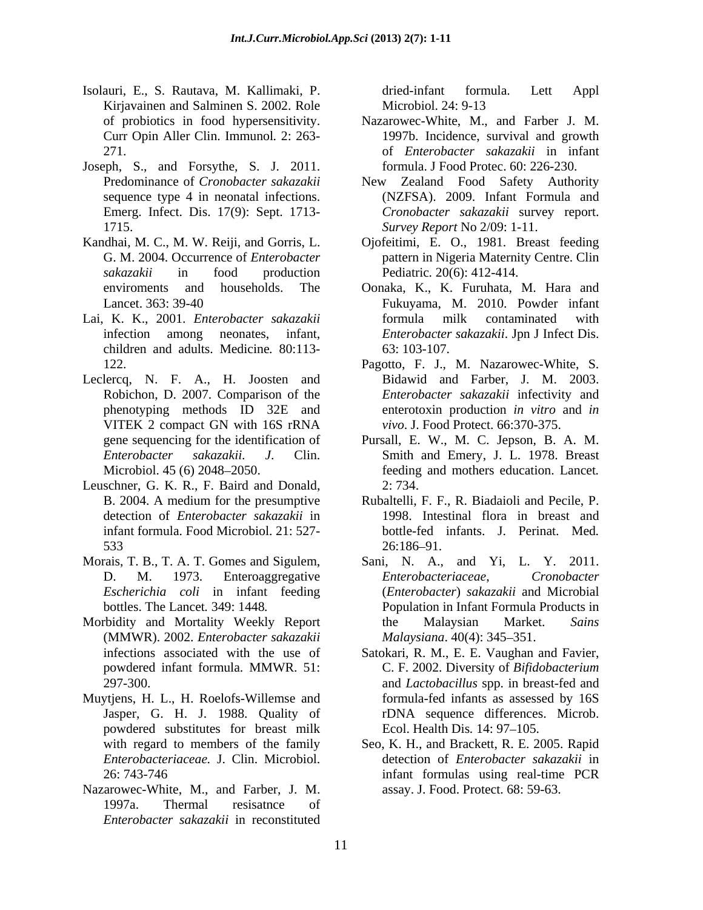Isolauri, E., S. Rautava, M. Kallimaki, P. Kirjavainen and Salminen S. 2002. Role of probiotics in food hypersensitivity. Curr Opin Aller Clin. Immunol. 2: 263-271.

Joseph, S., and Forsythe, S. J. 2011. Predominance of *Cronobacter sakazakii* sequence type 4 in neonatal infections. Emerg. Infect. Dis. 17(9): Sept. 1713-1715.

Kandhai, M. C., M. W. Reiji, and Gorris, L. G. M. 2004. Occurrence of *Enterobacter sakazakii* in food production enviroments and households. The Lancet. 363: 39-40

Lai, K. K., 2001. *Enterobacter sakazakii* infection among neonates, infant, children and adults. Medicine. 80:113-122.

Leclercq, N. F. A., H. Joosten and Robichon, D. 2007. Comparison of the phenotyping methods ID 32E and VITEK 2 compact GN with 16S rRNA gene sequencing for the identification of *Enterobacter sakazakii*. *J.* Clin. Microbiol. 45 (6) 2048–2050.

Leuschner, G. K. R., F. Baird and Donald, B. 2004. A medium for the presumptive detection of *Enterobacter sakazakii* in infant formula. Food Microbiol. 21: 527-533

Morais, T. B., T. A. T. Gomes and Sigulem, D. M. 1973. Enteroaggregative *Escherichia coli* in infant feeding bottles. The Lancet. 349: 1448.

Morbidity and Mortality Weekly Report (MMWR). 2002. *Enterobacter sakazakii* infections associated with the use of powdered infant formula. MMWR. 51: 297-300.

Muytjens, H. L., H. Roelofs-Willemse and Jasper, G. H. J. 1988. Quality of powdered substitutes for breast milk with regard to members of the family *Enterobacteriaceae.* J. Clin. Microbiol. 26: 743-746

Nazarowec-White, M., and Farber, J. M. 1997a. Thermal resisatnce of *Enterobacter sakazakii* in reconstituted dried-infant formula. Lett Appl Microbiol. 24: 9-13

Nazarowec-White, M., and Farber J. M. 1997b. Incidence, survival and growth of *Enterobacter sakazakii* in infant formula. J Food Protec. 60: 226-230.

New Zealand Food Safety Authority (NZFSA). 2009. Infant Formula and *Cronobacter sakazakii* survey report. *Survey Report* No 2/09: 1-11.

Ojofeitimi, E. O., 1981. Breast feeding pattern in Nigeria Maternity Centre. Clin Pediatric. 20(6): 412-414.

Oonaka, K., K. Furuhata, M. Hara and Fukuyama, M. 2010. Powder infant formula milk contaminated with *Enterobacter sakazakii*. Jpn J Infect Dis. 63: 103-107.

Pagotto, F. J., M. Nazarowec-White, S. Bidawid and Farber, J. M. 2003. *Enterobacter sakazakii* infectivity and enterotoxin production *in vitro* and *in vivo*. J. Food Protect. 66:370-375.

Pursall, E. W., M. C. Jepson, B. A. M. Smith and Emery, J. L. 1978. Breast feeding and mothers education. Lancet. 2: 734.

Rubaltelli, F. F., R. Biadaioli and Pecile, P. 1998. Intestinal flora in breast and bottle-fed infants. J. Perinat. Med. 26:186–91.

Sani, N. A., and Yi, L. Y. 2011. *Enterobacteriaceae*, *Cronobacter* (*Enterobacter*) *sakazakii* and Microbial Population in Infant Formula Products in the Malaysian Market. *Sains Malaysiana*. 40(4): 345–351.

Satokari, R. M., E. E. Vaughan and Favier, C. F. 2002. Diversity of *Bifidobacterium* and *Lactobacillus* spp. in breast-fed and formula-fed infants as assessed by 16S rDNA sequence differences. Microb. Ecol. Health Dis. 14: 97–105.

Seo, K. H., and Brackett, R. E. 2005. Rapid detection of *Enterobacter sakazakii* in infant formulas using real-time PCR assay. J. Food. Protect. 68: 59-63.